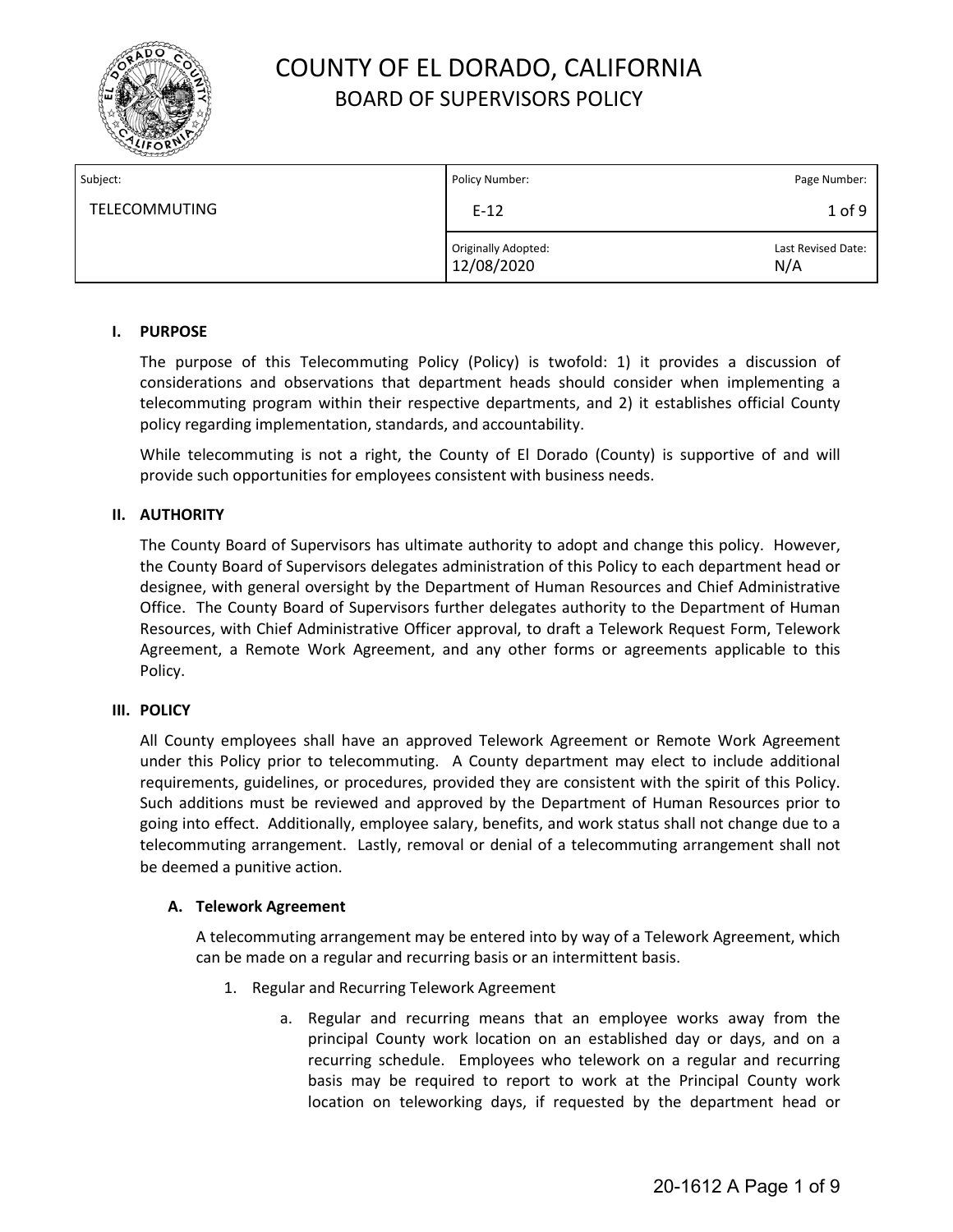# COUNTY OF EL DORADO, CALIFORNIA

## BOARD OF SUPERVISORS POLICY

| Subject: | Policy Number: | Page Number: |
|---|---|---|
| TELECOMMUTING | E-12 | 1 of 9 |
| | Originally Adopted: 12/08/2020 | Last Revised Date: N/A |

### I. PURPOSE

The purpose of this Telecommuting Policy (Policy) is twofold: 1) it provides a discussion of considerations and observations that department heads should consider when implementing a telecommuting program within their respective departments, and 2) it establishes official County policy regarding implementation, standards, and accountability.

While telecommuting is not a right, the County of El Dorado (County) is supportive of and will provide such opportunities for employees consistent with business needs.

### II. AUTHORITY

The County Board of Supervisors has ultimate authority to adopt and change this policy. However, the County Board of Supervisors delegates administration of this Policy to each department head or designee, with general oversight by the Department of Human Resources and Chief Administrative Office. The County Board of Supervisors further delegates authority to the Department of Human Resources, with Chief Administrative Officer approval, to draft a Telework Request Form, Telework Agreement, a Remote Work Agreement, and any other forms or agreements applicable to this Policy.

### III. POLICY

All County employees shall have an approved Telework Agreement or Remote Work Agreement under this Policy prior to telecommuting. A County department may elect to include additional requirements, guidelines, or procedures, provided they are consistent with the spirit of this Policy. Such additions must be reviewed and approved by the Department of Human Resources prior to going into effect. Additionally, employee salary, benefits, and work status shall not change due to a telecommuting arrangement. Lastly, removal or denial of a telecommuting arrangement shall not be deemed a punitive action.

#### A. Telework Agreement

A telecommuting arrangement may be entered into by way of a Telework Agreement, which can be made on a regular and recurring basis or an intermittent basis.

1. Regular and Recurring Telework Agreement

   a. Regular and recurring means that an employee works away from the principal County work location on an established day or days, and on a recurring schedule. Employees who telework on a regular and recurring basis may be required to report to work at the Principal County work location on teleworking days, if requested by the department head or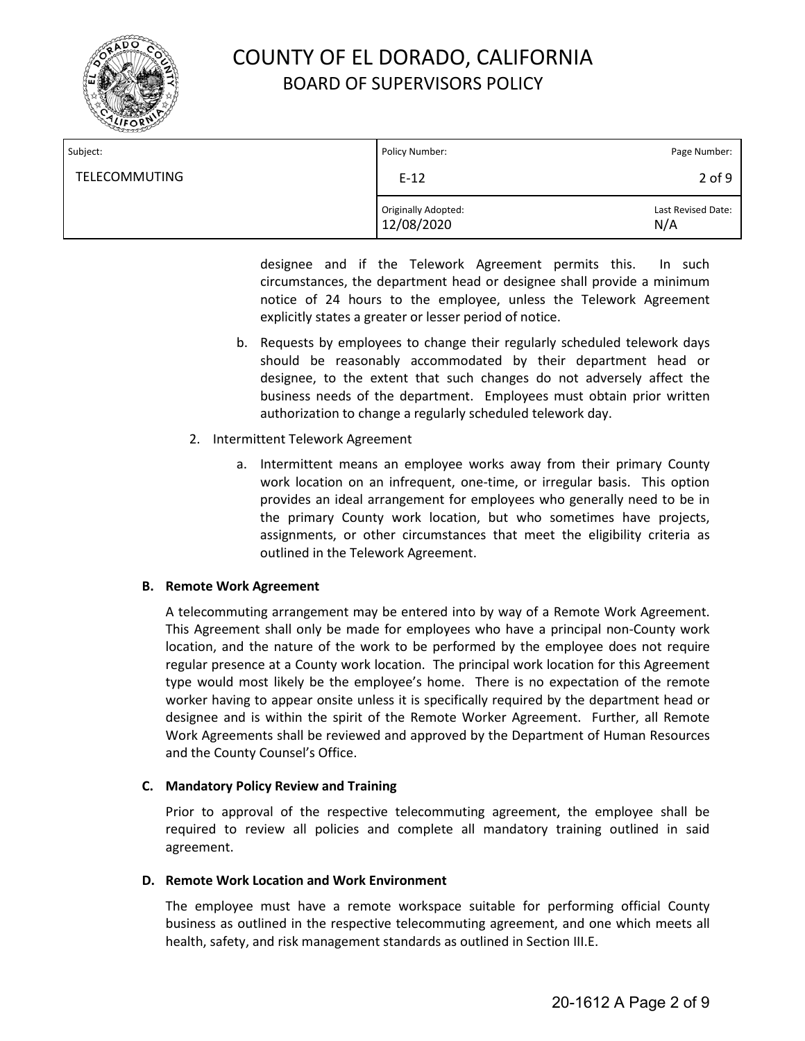designee and if the Telework Agreement permits this. In such circumstances, the department head or designee shall provide a minimum notice of 24 hours to the employee, unless the Telework Agreement explicitly states a greater or lesser period of notice.

b. Requests by employees to change their regularly scheduled telework days should be reasonably accommodated by their department head or designee, to the extent that such changes do not adversely affect the business needs of the department. Employees must obtain prior written authorization to change a regularly scheduled telework day.

2. Intermittent Telework Agreement

   a. Intermittent means an employee works away from their primary County work location on an infrequent, one-time, or irregular basis. This option provides an ideal arrangement for employees who generally need to be in the primary County work location, but who sometimes have projects, assignments, or other circumstances that meet the eligibility criteria as outlined in the Telework Agreement.

**B. Remote Work Agreement**

A telecommuting arrangement may be entered into by way of a Remote Work Agreement. This Agreement shall only be made for employees who have a principal non-County work location, and the nature of the work to be performed by the employee does not require regular presence at a County work location. The principal work location for this Agreement type would most likely be the employee's home. There is no expectation of the remote worker having to appear onsite unless it is specifically required by the department head or designee and is within the spirit of the Remote Worker Agreement. Further, all Remote Work Agreements shall be reviewed and approved by the Department of Human Resources and the County Counsel's Office.

**C. Mandatory Policy Review and Training**

Prior to approval of the respective telecommuting agreement, the employee shall be required to review all policies and complete all mandatory training outlined in said agreement.

**D. Remote Work Location and Work Environment**

The employee must have a remote workspace suitable for performing official County business as outlined in the respective telecommuting agreement, and one which meets all health, safety, and risk management standards as outlined in Section III.E.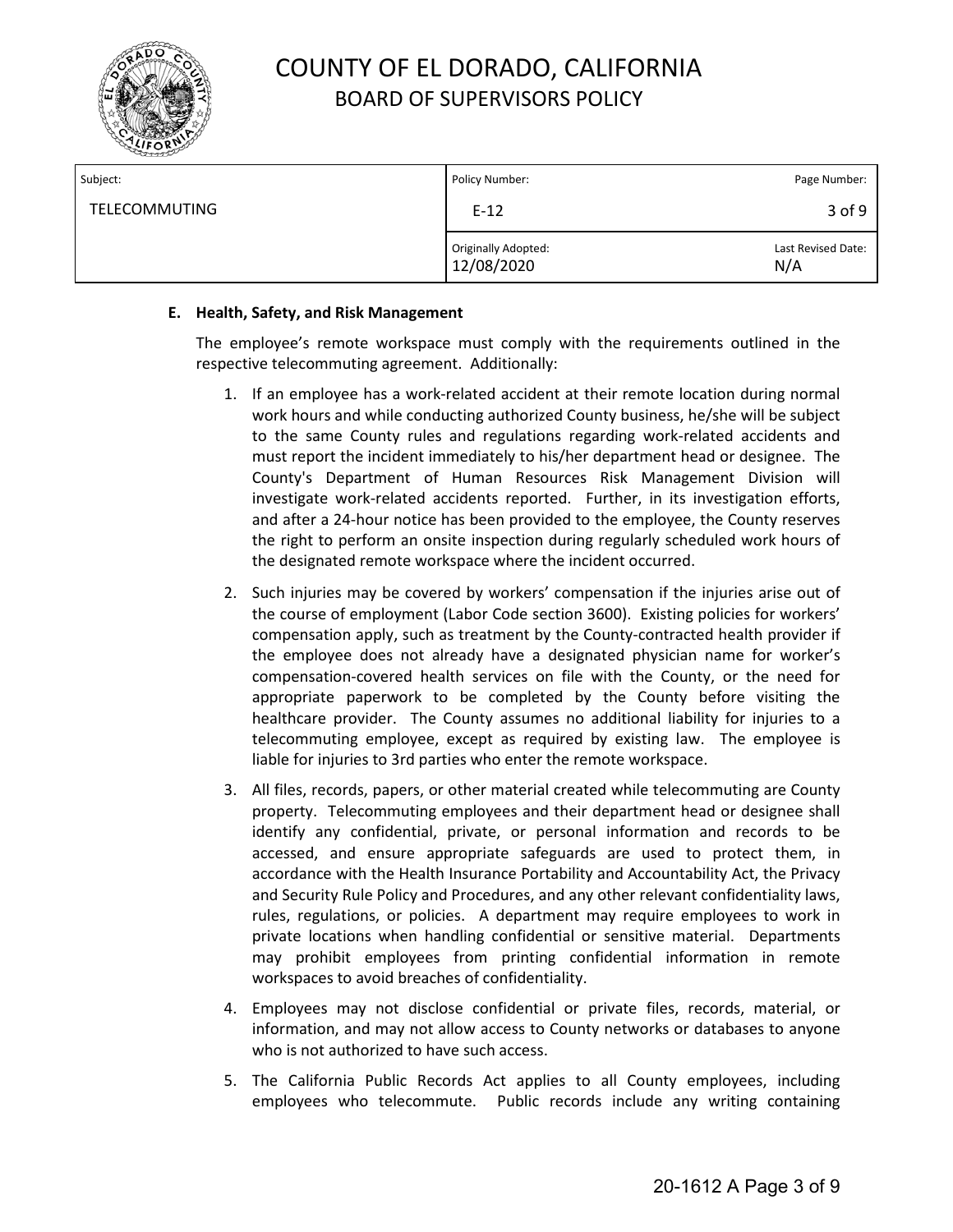# COUNTY OF EL DORADO, CALIFORNIA
## BOARD OF SUPERVISORS POLICY

| Subject: | Policy Number: | Page Number: |
|---|---|---|
| TELECOMMUTING | E-12 | 3 of 9 |
| | Originally Adopted: 12/08/2020 | Last Revised Date: N/A |

**E. Health, Safety, and Risk Management**

The employee's remote workspace must comply with the requirements outlined in the respective telecommuting agreement. Additionally:

1. If an employee has a work-related accident at their remote location during normal work hours and while conducting authorized County business, he/she will be subject to the same County rules and regulations regarding work-related accidents and must report the incident immediately to his/her department head or designee. The County's Department of Human Resources Risk Management Division will investigate work-related accidents reported. Further, in its investigation efforts, and after a 24-hour notice has been provided to the employee, the County reserves the right to perform an onsite inspection during regularly scheduled work hours of the designated remote workspace where the incident occurred.

2. Such injuries may be covered by workers' compensation if the injuries arise out of the course of employment (Labor Code section 3600). Existing policies for workers' compensation apply, such as treatment by the County-contracted health provider if the employee does not already have a designated physician name for worker's compensation-covered health services on file with the County, or the need for appropriate paperwork to be completed by the County before visiting the healthcare provider. The County assumes no additional liability for injuries to a telecommuting employee, except as required by existing law. The employee is liable for injuries to 3rd parties who enter the remote workspace.

3. All files, records, papers, or other material created while telecommuting are County property. Telecommuting employees and their department head or designee shall identify any confidential, private, or personal information and records to be accessed, and ensure appropriate safeguards are used to protect them, in accordance with the Health Insurance Portability and Accountability Act, the Privacy and Security Rule Policy and Procedures, and any other relevant confidentiality laws, rules, regulations, or policies. A department may require employees to work in private locations when handling confidential or sensitive material. Departments may prohibit employees from printing confidential information in remote workspaces to avoid breaches of confidentiality.

4. Employees may not disclose confidential or private files, records, material, or information, and may not allow access to County networks or databases to anyone who is not authorized to have such access.

5. The California Public Records Act applies to all County employees, including employees who telecommute. Public records include any writing containing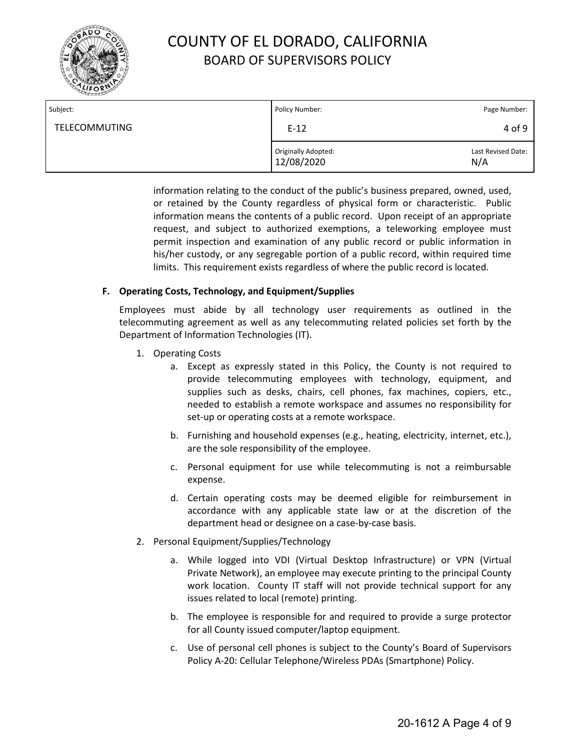information relating to the conduct of the public's business prepared, owned, used, or retained by the County regardless of physical form or characteristic. Public information means the contents of a public record. Upon receipt of an appropriate request, and subject to authorized exemptions, a teleworking employee must permit inspection and examination of any public record or public information in his/her custody, or any segregable portion of a public record, within required time limits. This requirement exists regardless of where the public record is located.

**F. Operating Costs, Technology, and Equipment/Supplies**

Employees must abide by all technology user requirements as outlined in the telecommuting agreement as well as any telecommuting related policies set forth by the Department of Information Technologies (IT).

1. Operating Costs
   a. Except as expressly stated in this Policy, the County is not required to provide telecommuting employees with technology, equipment, and supplies such as desks, chairs, cell phones, fax machines, copiers, etc., needed to establish a remote workspace and assumes no responsibility for set-up or operating costs at a remote workspace.

   b. Furnishing and household expenses (e.g., heating, electricity, internet, etc.), are the sole responsibility of the employee.

   c. Personal equipment for use while telecommuting is not a reimbursable expense.

   d. Certain operating costs may be deemed eligible for reimbursement in accordance with any applicable state law or at the discretion of the department head or designee on a case-by-case basis.

2. Personal Equipment/Supplies/Technology

   a. While logged into VDI (Virtual Desktop Infrastructure) or VPN (Virtual Private Network), an employee may execute printing to the principal County work location. County IT staff will not provide technical support for any issues related to local (remote) printing.

   b. The employee is responsible for and required to provide a surge protector for all County issued computer/laptop equipment.

   c. Use of personal cell phones is subject to the County's Board of Supervisors Policy A-20: Cellular Telephone/Wireless PDAs (Smartphone) Policy.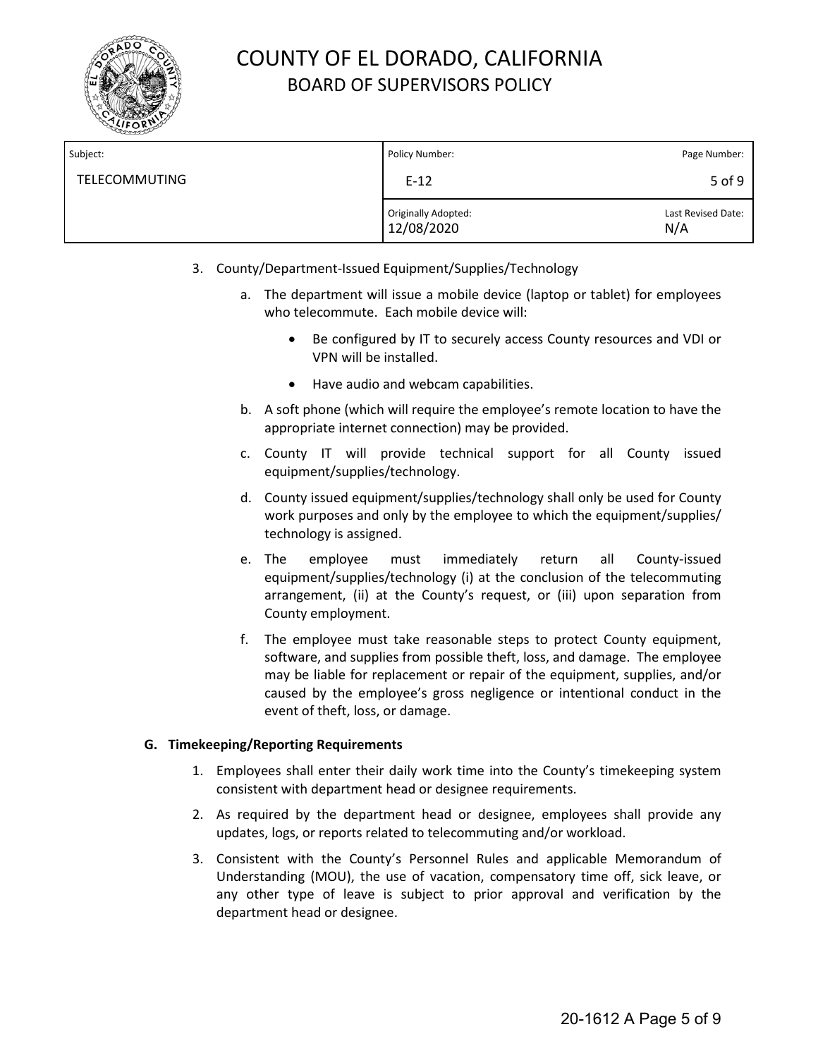3. County/Department-Issued Equipment/Supplies/Technology

    a. The department will issue a mobile device (laptop or tablet) for employees who telecommute. Each mobile device will:

        - Be configured by IT to securely access County resources and VDI or VPN will be installed.
        - Have audio and webcam capabilities.

    b. A soft phone (which will require the employee's remote location to have the appropriate internet connection) may be provided.

    c. County IT will provide technical support for all County issued equipment/supplies/technology.

    d. County issued equipment/supplies/technology shall only be used for County work purposes and only by the employee to which the equipment/supplies/ technology is assigned.

    e. The employee must immediately return all County-issued equipment/supplies/technology (i) at the conclusion of the telecommuting arrangement, (ii) at the County's request, or (iii) upon separation from County employment.

    f. The employee must take reasonable steps to protect County equipment, software, and supplies from possible theft, loss, and damage. The employee may be liable for replacement or repair of the equipment, supplies, and/or caused by the employee's gross negligence or intentional conduct in the event of theft, loss, or damage.

**G. Timekeeping/Reporting Requirements**

1. Employees shall enter their daily work time into the County's timekeeping system consistent with department head or designee requirements.
2. As required by the department head or designee, employees shall provide any updates, logs, or reports related to telecommuting and/or workload.
3. Consistent with the County's Personnel Rules and applicable Memorandum of Understanding (MOU), the use of vacation, compensatory time off, sick leave, or any other type of leave is subject to prior approval and verification by the department head or designee.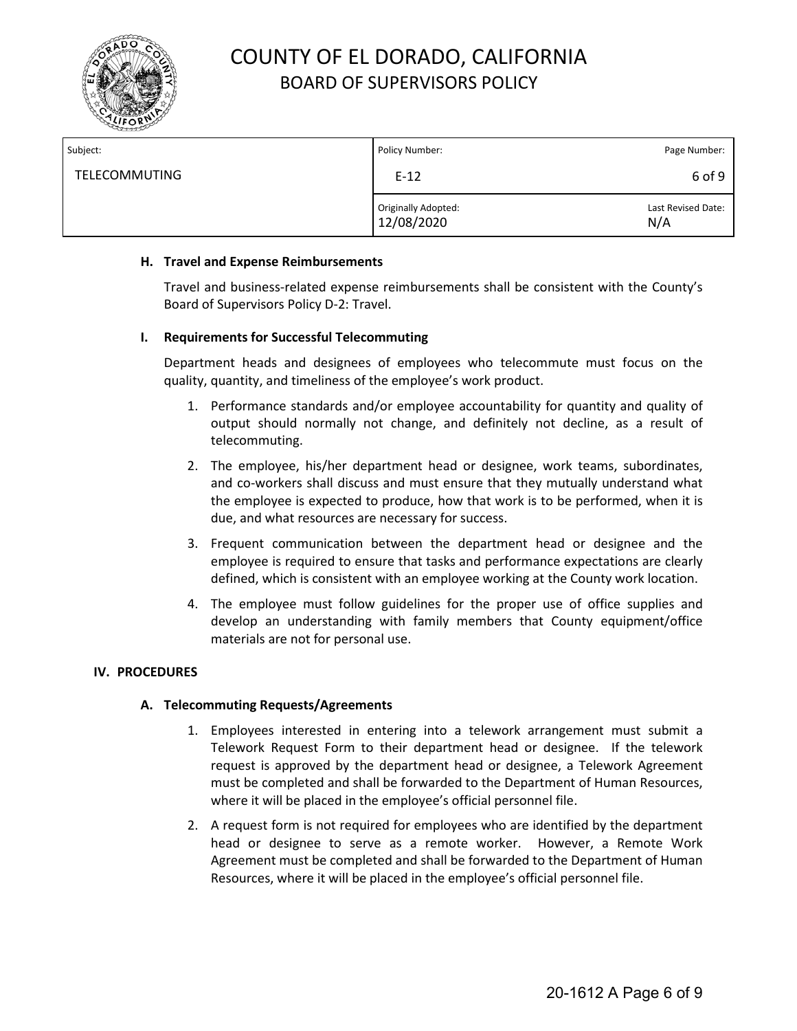### H. Travel and Expense Reimbursements

Travel and business-related expense reimbursements shall be consistent with the County's Board of Supervisors Policy D-2: Travel.

### I. Requirements for Successful Telecommuting

Department heads and designees of employees who telecommute must focus on the quality, quantity, and timeliness of the employee's work product.

1. Performance standards and/or employee accountability for quantity and quality of output should normally not change, and definitely not decline, as a result of telecommuting.
2. The employee, his/her department head or designee, work teams, subordinates, and co-workers shall discuss and must ensure that they mutually understand what the employee is expected to produce, how that work is to be performed, when it is due, and what resources are necessary for success.
3. Frequent communication between the department head or designee and the employee is required to ensure that tasks and performance expectations are clearly defined, which is consistent with an employee working at the County work location.
4. The employee must follow guidelines for the proper use of office supplies and develop an understanding with family members that County equipment/office materials are not for personal use.

## IV. PROCEDURES

### A. Telecommuting Requests/Agreements

1. Employees interested in entering into a telework arrangement must submit a Telework Request Form to their department head or designee. If the telework request is approved by the department head or designee, a Telework Agreement must be completed and shall be forwarded to the Department of Human Resources, where it will be placed in the employee's official personnel file.
2. A request form is not required for employees who are identified by the department head or designee to serve as a remote worker. However, a Remote Work Agreement must be completed and shall be forwarded to the Department of Human Resources, where it will be placed in the employee's official personnel file.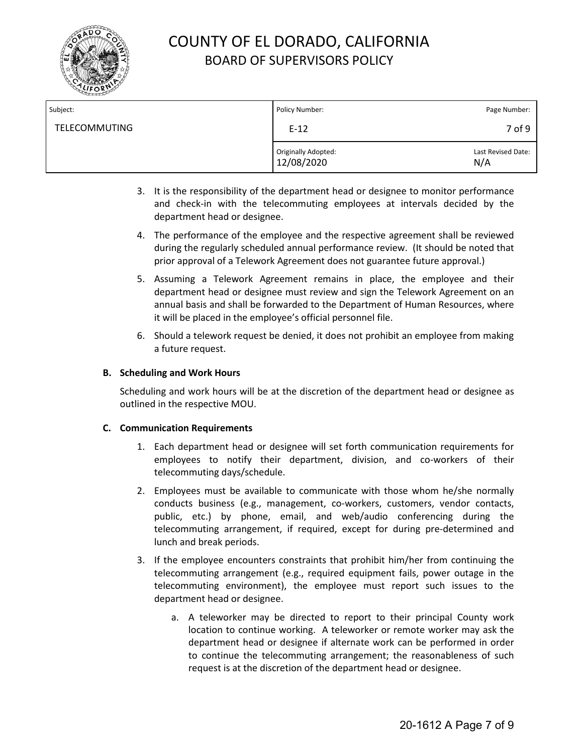3. It is the responsibility of the department head or designee to monitor performance and check-in with the telecommuting employees at intervals decided by the department head or designee.

4. The performance of the employee and the respective agreement shall be reviewed during the regularly scheduled annual performance review. (It should be noted that prior approval of a Telework Agreement does not guarantee future approval.)

5. Assuming a Telework Agreement remains in place, the employee and their department head or designee must review and sign the Telework Agreement on an annual basis and shall be forwarded to the Department of Human Resources, where it will be placed in the employee's official personnel file.

6. Should a telework request be denied, it does not prohibit an employee from making a future request.

**B. Scheduling and Work Hours**

Scheduling and work hours will be at the discretion of the department head or designee as outlined in the respective MOU.

**C. Communication Requirements**

1. Each department head or designee will set forth communication requirements for employees to notify their department, division, and co-workers of their telecommuting days/schedule.

2. Employees must be available to communicate with those whom he/she normally conducts business (e.g., management, co-workers, customers, vendor contacts, public, etc.) by phone, email, and web/audio conferencing during the telecommuting arrangement, if required, except for during pre-determined and lunch and break periods.

3. If the employee encounters constraints that prohibit him/her from continuing the telecommuting arrangement (e.g., required equipment fails, power outage in the telecommuting environment), the employee must report such issues to the department head or designee.

   a. A teleworker may be directed to report to their principal County work location to continue working. A teleworker or remote worker may ask the department head or designee if alternate work can be performed in order to continue the telecommuting arrangement; the reasonableness of such request is at the discretion of the department head or designee.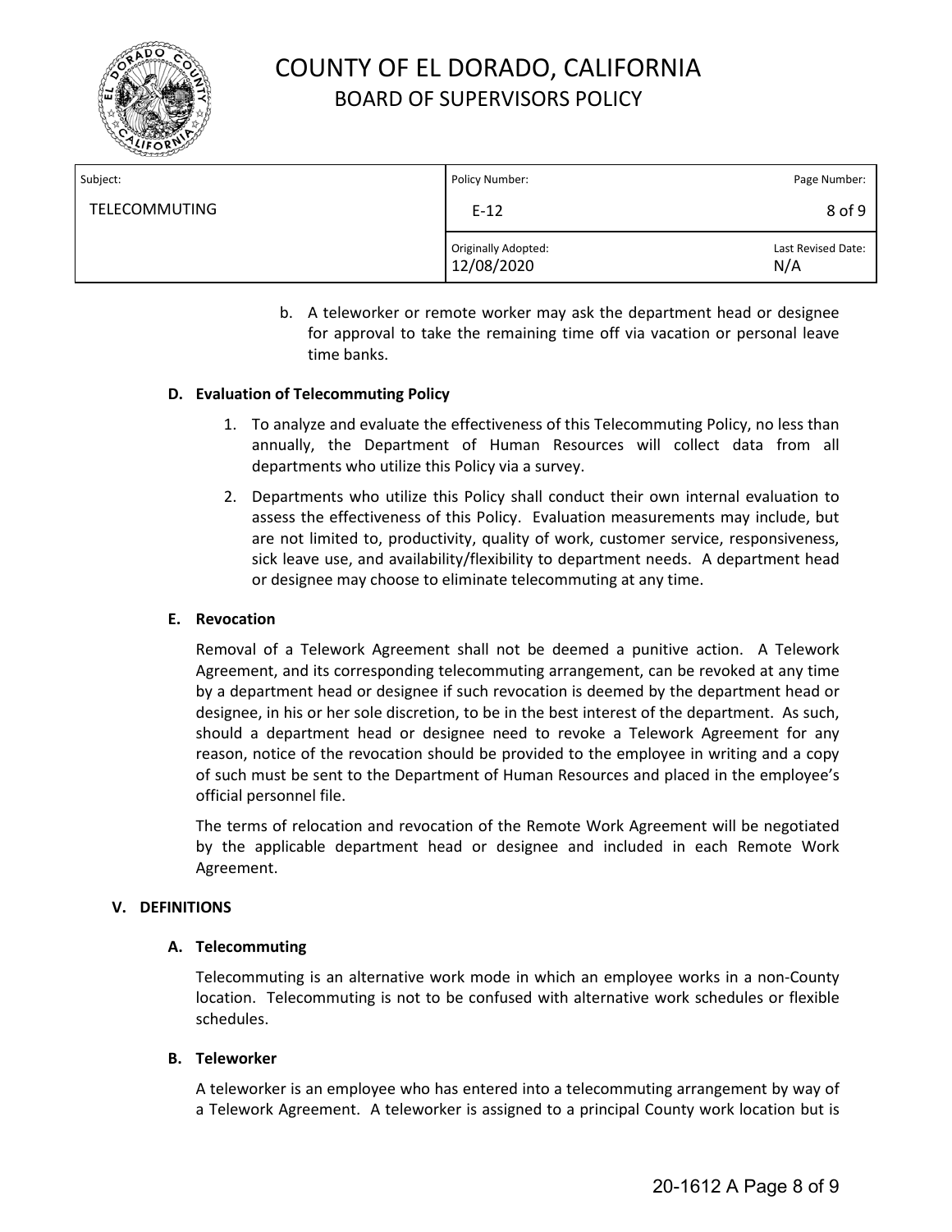b. A teleworker or remote worker may ask the department head or designee for approval to take the remaining time off via vacation or personal leave time banks.

### D. Evaluation of Telecommuting Policy

1. To analyze and evaluate the effectiveness of this Telecommuting Policy, no less than annually, the Department of Human Resources will collect data from all departments who utilize this Policy via a survey.
2. Departments who utilize this Policy shall conduct their own internal evaluation to assess the effectiveness of this Policy. Evaluation measurements may include, but are not limited to, productivity, quality of work, customer service, responsiveness, sick leave use, and availability/flexibility to department needs. A department head or designee may choose to eliminate telecommuting at any time.

### E. Revocation

Removal of a Telework Agreement shall not be deemed a punitive action. A Telework Agreement, and its corresponding telecommuting arrangement, can be revoked at any time by a department head or designee if such revocation is deemed by the department head or designee, in his or her sole discretion, to be in the best interest of the department. As such, should a department head or designee need to revoke a Telework Agreement for any reason, notice of the revocation should be provided to the employee in writing and a copy of such must be sent to the Department of Human Resources and placed in the employee's official personnel file.

The terms of relocation and revocation of the Remote Work Agreement will be negotiated by the applicable department head or designee and included in each Remote Work Agreement.

## V. DEFINITIONS

### A. Telecommuting

Telecommuting is an alternative work mode in which an employee works in a non-County location. Telecommuting is not to be confused with alternative work schedules or flexible schedules.

### B. Teleworker

A teleworker is an employee who has entered into a telecommuting arrangement by way of a Telework Agreement. A teleworker is assigned to a principal County work location but is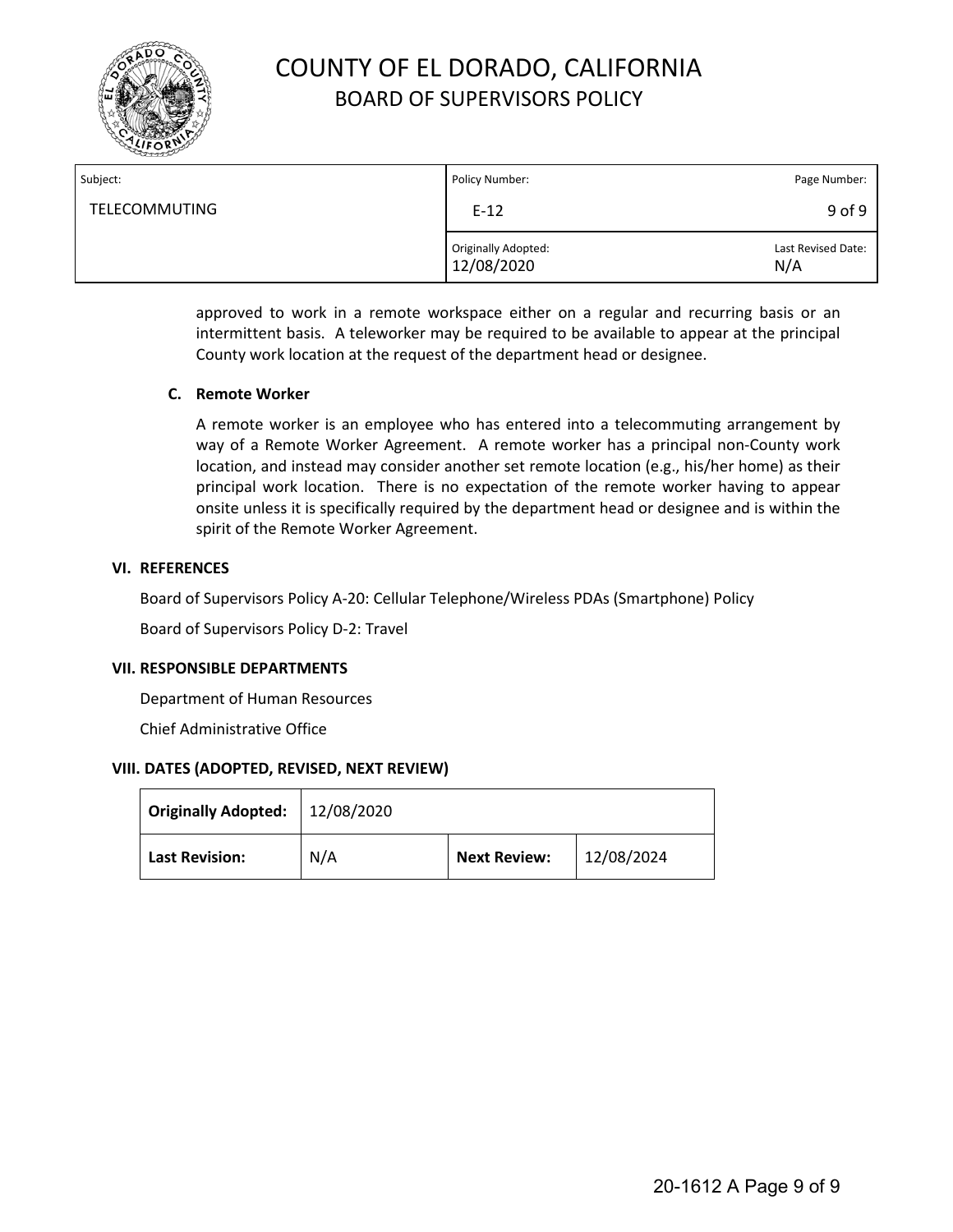approved to work in a remote workspace either on a regular and recurring basis or an intermittent basis. A teleworker may be required to be available to appear at the principal County work location at the request of the department head or designee.

**C. Remote Worker**

A remote worker is an employee who has entered into a telecommuting arrangement by way of a Remote Worker Agreement. A remote worker has a principal non-County work location, and instead may consider another set remote location (e.g., his/her home) as their principal work location. There is no expectation of the remote worker having to appear onsite unless it is specifically required by the department head or designee and is within the spirit of the Remote Worker Agreement.

## VI. REFERENCES

Board of Supervisors Policy A-20: Cellular Telephone/Wireless PDAs (Smartphone) Policy

Board of Supervisors Policy D-2: Travel

## VII. RESPONSIBLE DEPARTMENTS

Department of Human Resources

Chief Administrative Office

## VIII. DATES (ADOPTED, REVISED, NEXT REVIEW)

| | | | |
|---|---|---|---|
| **Originally Adopted:** | 12/08/2020 | | |
| **Last Revision:** | N/A | **Next Review:** | 12/08/2024 |